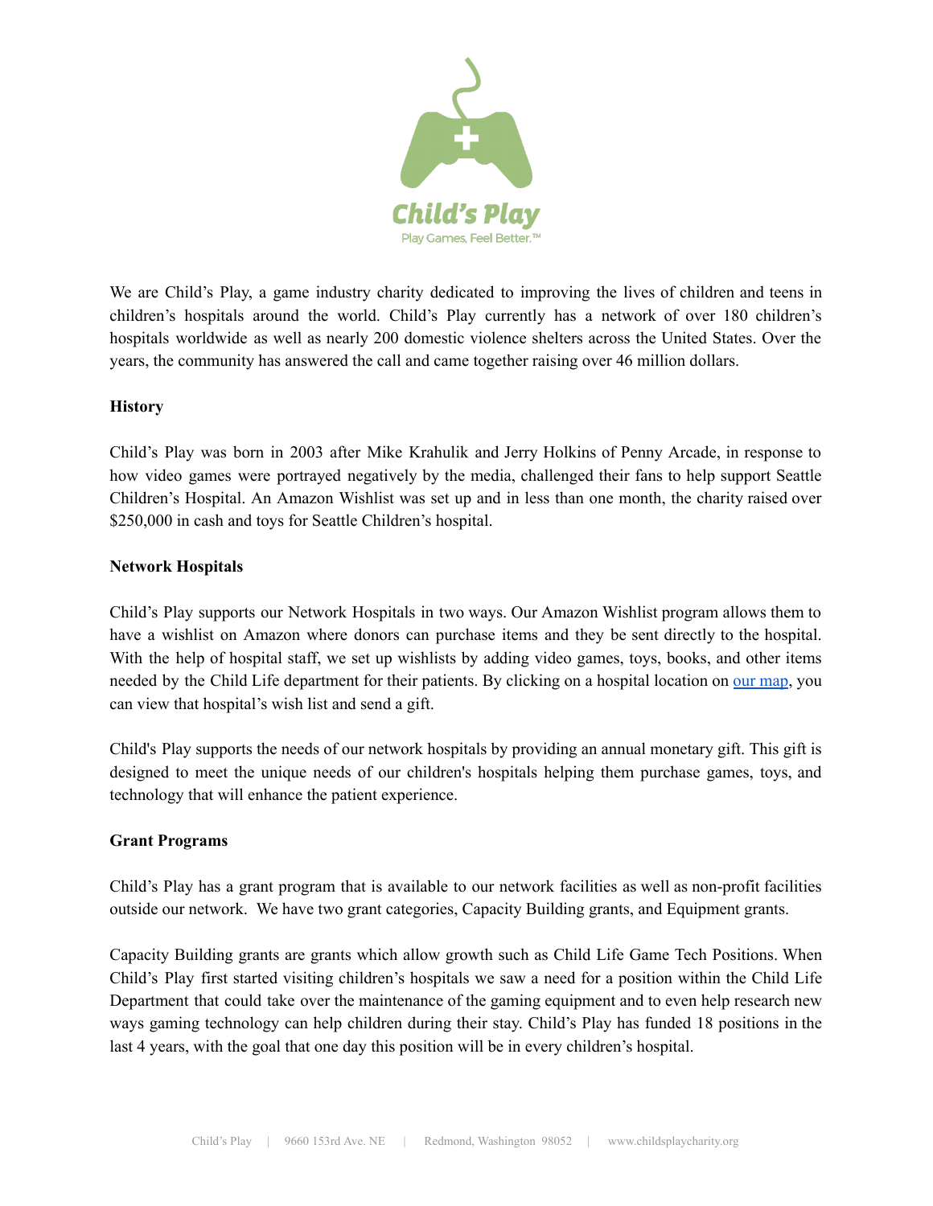Child's Play

Play Games, Feel Better.™

We are Child's Play, a game industry charity dedicated to improving the lives of children and teens in children's hospitals around the world. Child's Play currently has a network of over 180 children's hospitals worldwide as well as nearly 200 domestic violence shelters across the United States. Over the years, the community has answered the call and came together raising over 46 million dollars.

**History**

Child's Play was born in 2003 after Mike Krahulik and Jerry Holkins of Penny Arcade, in response to how video games were portrayed negatively by the media, challenged their fans to help support Seattle Children's Hospital. An Amazon Wishlist was set up and in less than one month, the charity raised over $250,000 in cash and toys for Seattle Children's hospital.

**Network Hospitals**

Child's Play supports our Network Hospitals in two ways. Our Amazon Wishlist program allows them to have a wishlist on Amazon where donors can purchase items and they be sent directly to the hospital. With the help of hospital staff, we set up wishlists by adding video games, toys, books, and other items needed by the Child Life department for their patients. By clicking on a hospital location on our map, you can view that hospital's wish list and send a gift.

Child's Play supports the needs of our network hospitals by providing an annual monetary gift. This gift is designed to meet the unique needs of our children's hospitals helping them purchase games, toys, and technology that will enhance the patient experience.

**Grant Programs**

Child's Play has a grant program that is available to our network facilities as well as non-profit facilities outside our network. We have two grant categories, Capacity Building grants, and Equipment grants.

Capacity Building grants are grants which allow growth such as Child Life Game Tech Positions. When Child's Play first started visiting children's hospitals we saw a need for a position within the Child Life Department that could take over the maintenance of the gaming equipment and to even help research new ways gaming technology can help children during their stay. Child's Play has funded 18 positions in the last 4 years, with the goal that one day this position will be in every children's hospital.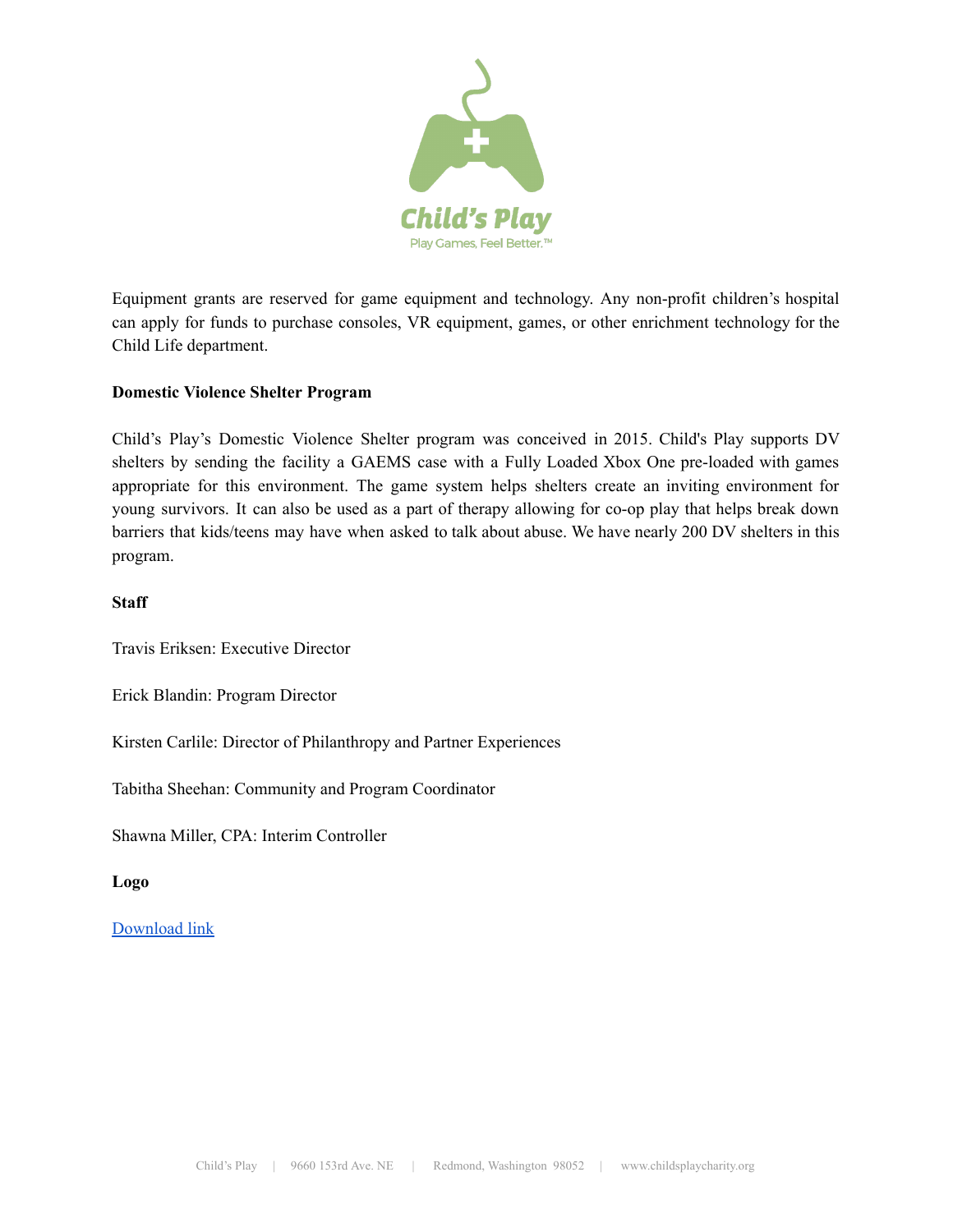Equipment grants are reserved for game equipment and technology. Any non-profit children's hospital can apply for funds to purchase consoles, VR equipment, games, or other enrichment technology for the Child Life department.

**Domestic Violence Shelter Program**

Child's Play's Domestic Violence Shelter program was conceived in 2015. Child's Play supports DV shelters by sending the facility a GAEMS case with a Fully Loaded Xbox One pre-loaded with games appropriate for this environment. The game system helps shelters create an inviting environment for young survivors. It can also be used as a part of therapy allowing for co-op play that helps break down barriers that kids/teens may have when asked to talk about abuse. We have nearly 200 DV shelters in this program.

**Staff**

Travis Eriksen: Executive Director

Erick Blandin: Program Director

Kirsten Carlile: Director of Philanthropy and Partner Experiences

Tabitha Sheehan: Community and Program Coordinator

Shawna Miller, CPA: Interim Controller

**Logo**

Download link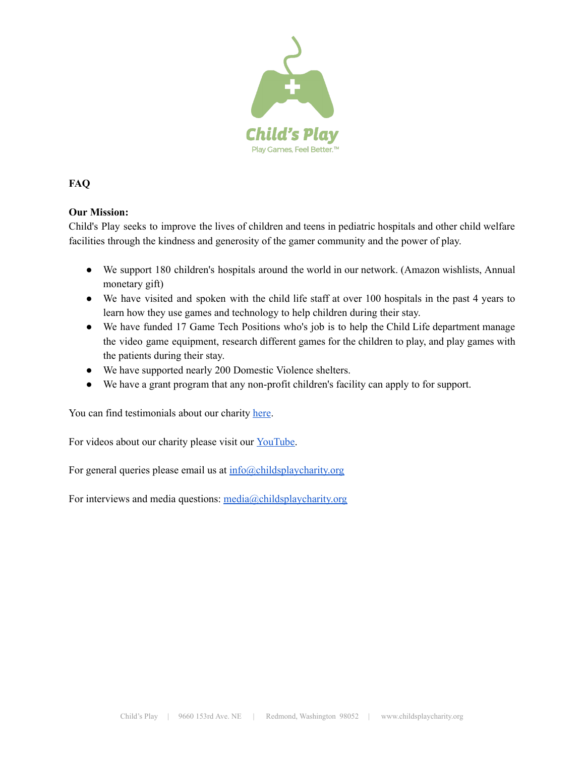Child's Play

Play Games, Feel Better.™

**FAQ**

**Our Mission:**

Child's Play seeks to improve the lives of children and teens in pediatric hospitals and other child welfare facilities through the kindness and generosity of the gamer community and the power of play.

- We support 180 children's hospitals around the world in our network. (Amazon wishlists, Annual monetary gift)
- We have visited and spoken with the child life staff at over 100 hospitals in the past 4 years to learn how they use games and technology to help children during their stay.
- We have funded 17 Game Tech Positions who's job is to help the Child Life department manage the video game equipment, research different games for the children to play, and play games with the patients during their stay.
- We have supported nearly 200 Domestic Violence shelters.
- We have a grant program that any non-profit children's facility can apply to for support.

You can find testimonials about our charity here.

For videos about our charity please visit our YouTube.

For general queries please email us at info@childsplaycharity.org

For interviews and media questions: media@childsplaycharity.org

Child's Play | 9660 153rd Ave. NE | Redmond, Washington 98052 | www.childsplaycharity.org